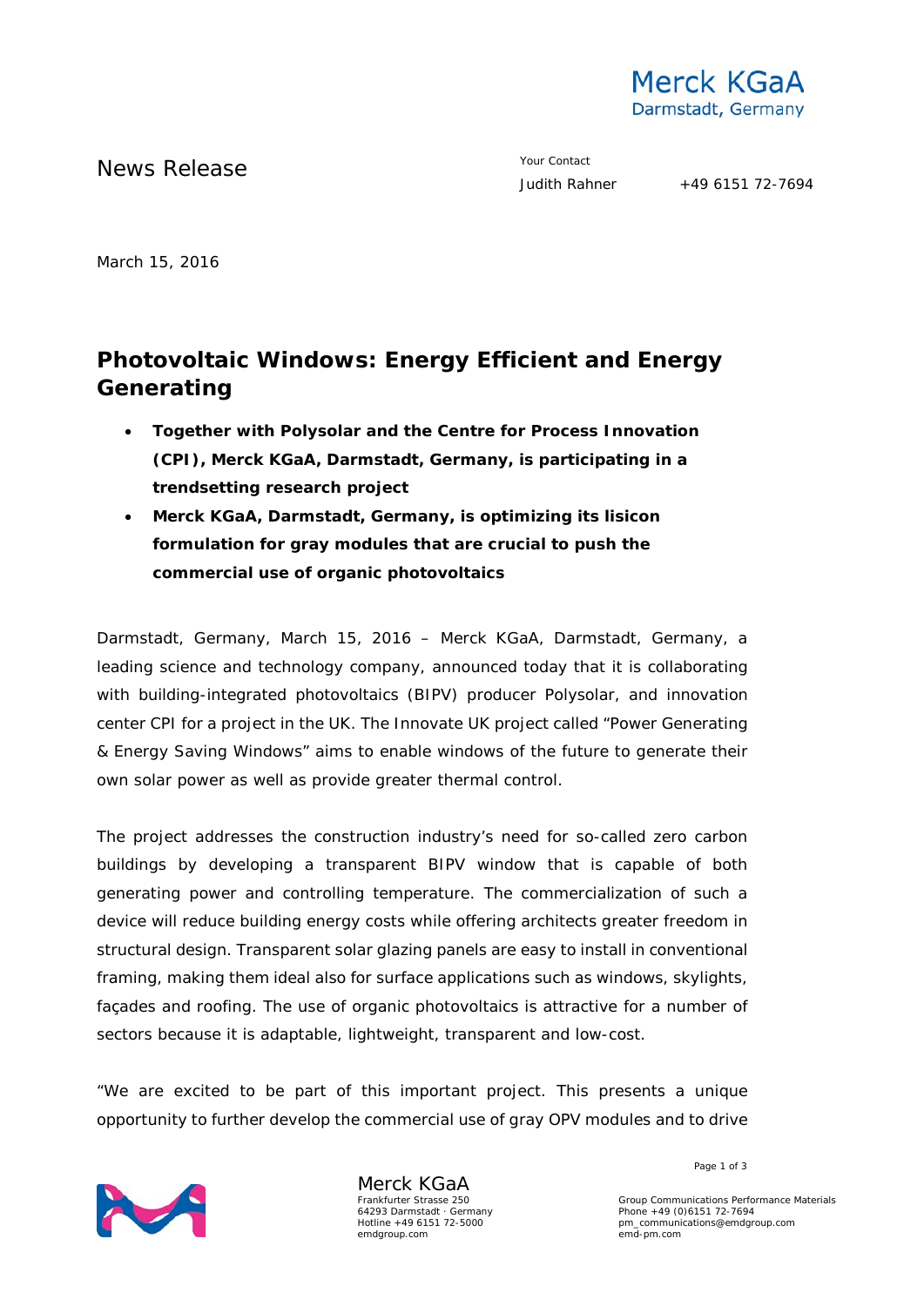Merck KGaA
Darmstadt, Germany

News Release

Your Contact
Judith Rahner +49 6151 72-7694

March 15, 2016

# Photovoltaic Windows: Energy Efficient and Energy Generating

- **Together with Polysolar and the Centre for Process Innovation (CPI), Merck KGaA, Darmstadt, Germany, is participating in a trendsetting research project**
- **Merck KGaA, Darmstadt, Germany, is optimizing its lisicon formulation for gray modules that are crucial to push the commercial use of organic photovoltaics**

Darmstadt, Germany, March 15, 2016 – Merck KGaA, Darmstadt, Germany, a leading science and technology company, announced today that it is collaborating with building-integrated photovoltaics (BIPV) producer Polysolar, and innovation center CPI for a project in the UK. The Innovate UK project called "Power Generating & Energy Saving Windows" aims to enable windows of the future to generate their own solar power as well as provide greater thermal control.

The project addresses the construction industry's need for so-called zero carbon buildings by developing a transparent BIPV window that is capable of both generating power and controlling temperature. The commercialization of such a device will reduce building energy costs while offering architects greater freedom in structural design. Transparent solar glazing panels are easy to install in conventional framing, making them ideal also for surface applications such as windows, skylights, façades and roofing. The use of organic photovoltaics is attractive for a number of sectors because it is adaptable, lightweight, transparent and low-cost.

"We are excited to be part of this important project. This presents a unique opportunity to further develop the commercial use of gray OPV modules and to drive

Merck KGaA
Frankfurter Strasse 250
64293 Darmstadt · Germany
Hotline +49 6151 72-5000
emdgroup.com

Group Communications Performance Materials
Phone +49 (0)6151 72-7694
pm_communications@emdgroup.com
emd-pm.com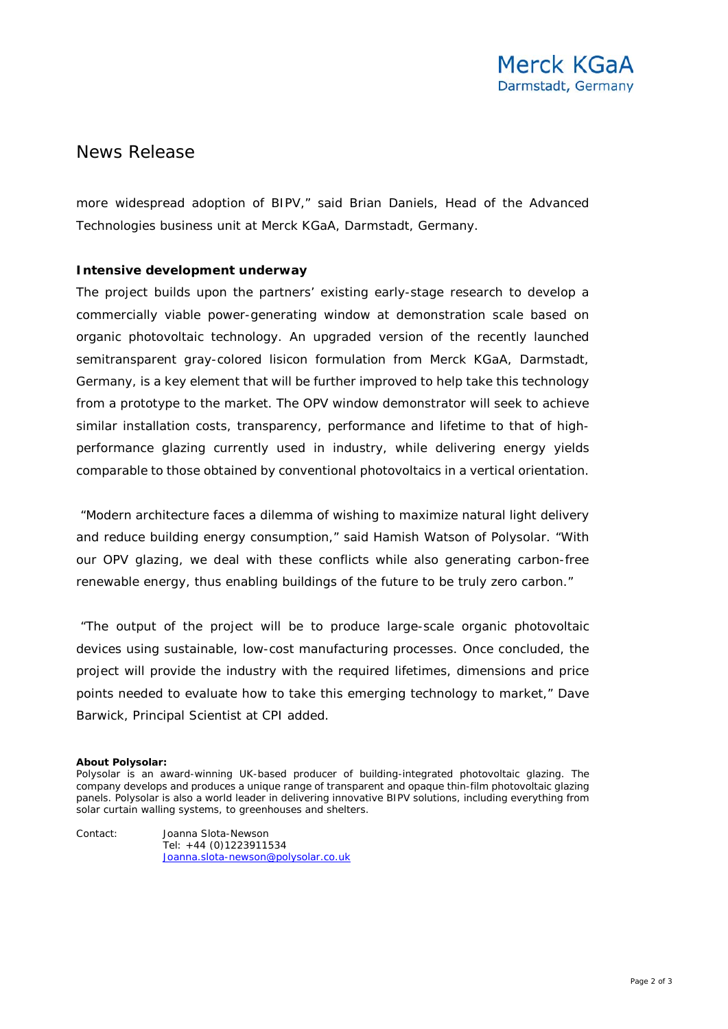more widespread adoption of BIPV," said Brian Daniels, Head of the Advanced Technologies business unit at Merck KGaA, Darmstadt, Germany.

**Intensive development underway**

The project builds upon the partners' existing early-stage research to develop a commercially viable power-generating window at demonstration scale based on organic photovoltaic technology. An upgraded version of the recently launched semitransparent gray-colored lisicon formulation from Merck KGaA, Darmstadt, Germany, is a key element that will be further improved to help take this technology from a prototype to the market. The OPV window demonstrator will seek to achieve similar installation costs, transparency, performance and lifetime to that of high-performance glazing currently used in industry, while delivering energy yields comparable to those obtained by conventional photovoltaics in a vertical orientation.

"Modern architecture faces a dilemma of wishing to maximize natural light delivery and reduce building energy consumption," said Hamish Watson of Polysolar. "With our OPV glazing, we deal with these conflicts while also generating carbon-free renewable energy, thus enabling buildings of the future to be truly zero carbon."

"The output of the project will be to produce large-scale organic photovoltaic devices using sustainable, low-cost manufacturing processes. Once concluded, the project will provide the industry with the required lifetimes, dimensions and price points needed to evaluate how to take this emerging technology to market," Dave Barwick, Principal Scientist at CPI added.

**About Polysolar:**
Polysolar is an award-winning UK-based producer of building-integrated photovoltaic glazing. The company develops and produces a unique range of transparent and opaque thin-film photovoltaic glazing panels. Polysolar is also a world leader in delivering innovative BIPV solutions, including everything from solar curtain walling systems, to greenhouses and shelters.

Contact: Joanna Slota-Newson
Tel: +44 (0)1223911534
Joanna.slota-newson@polysolar.co.uk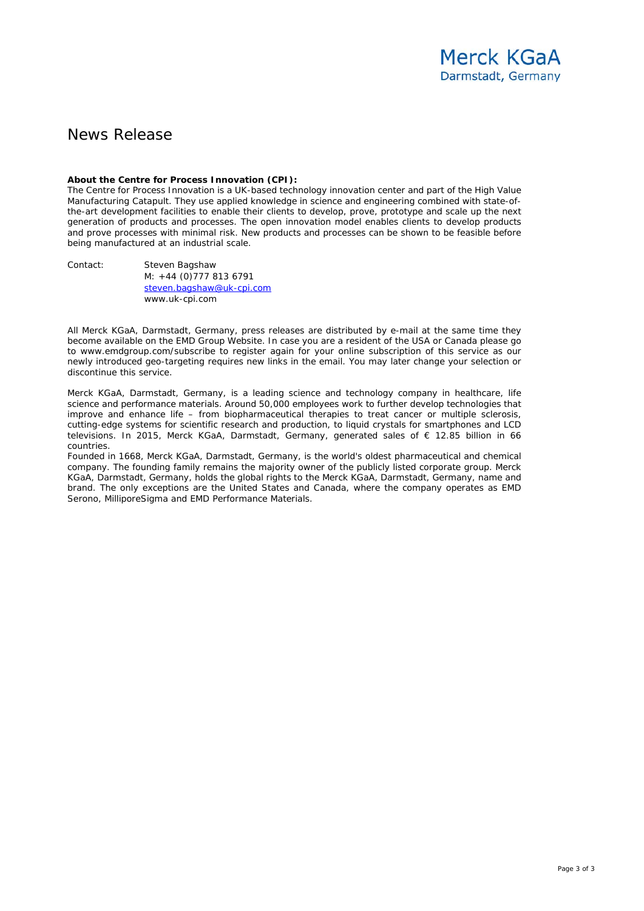# News Release

**About the Centre for Process Innovation (CPI):**
The Centre for Process Innovation is a UK-based technology innovation center and part of the High Value Manufacturing Catapult. They use applied knowledge in science and engineering combined with state-of-the-art development facilities to enable their clients to develop, prove, prototype and scale up the next generation of products and processes. The open innovation model enables clients to develop products and prove processes with minimal risk. New products and processes can be shown to be feasible before being manufactured at an industrial scale.

Contact: Steven Bagshaw
M: +44 (0)777 813 6791
steven.bagshaw@uk-cpi.com
www.uk-cpi.com

All Merck KGaA, Darmstadt, Germany, press releases are distributed by e-mail at the same time they become available on the EMD Group Website. In case you are a resident of the USA or Canada please go to www.emdgroup.com/subscribe to register again for your online subscription of this service as our newly introduced geo-targeting requires new links in the email. You may later change your selection or discontinue this service.

Merck KGaA, Darmstadt, Germany, is a leading science and technology company in healthcare, life science and performance materials. Around 50,000 employees work to further develop technologies that improve and enhance life – from biopharmaceutical therapies to treat cancer or multiple sclerosis, cutting-edge systems for scientific research and production, to liquid crystals for smartphones and LCD televisions. In 2015, Merck KGaA, Darmstadt, Germany, generated sales of € 12.85 billion in 66 countries.
Founded in 1668, Merck KGaA, Darmstadt, Germany, is the world's oldest pharmaceutical and chemical company. The founding family remains the majority owner of the publicly listed corporate group. Merck KGaA, Darmstadt, Germany, holds the global rights to the Merck KGaA, Darmstadt, Germany, name and brand. The only exceptions are the United States and Canada, where the company operates as EMD Serono, MilliporeSigma and EMD Performance Materials.